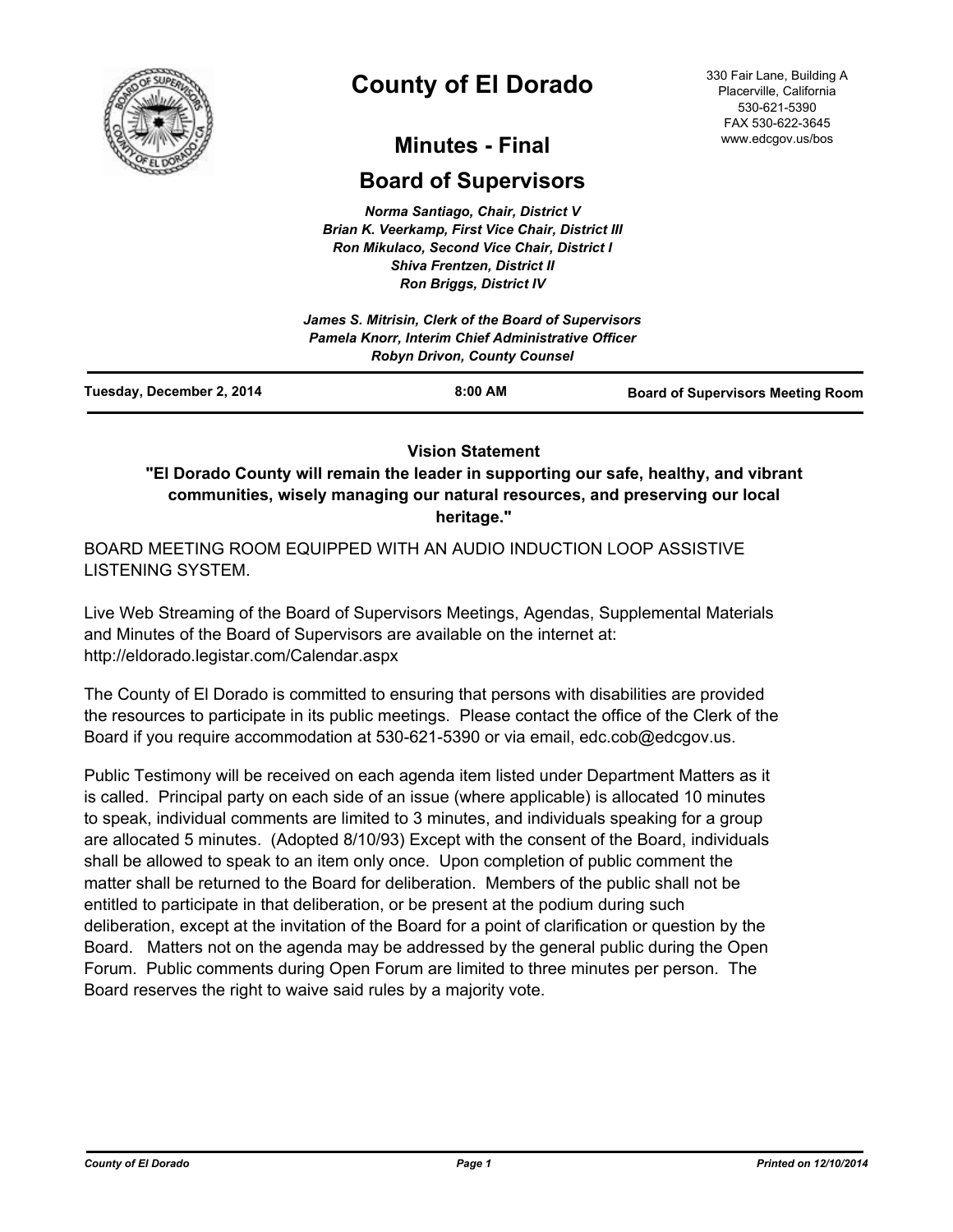# County of El Dorado

330 Fair Lane, Building A
Placerville, California
530-621-5390
FAX 530-622-3645
www.edcgov.us/bos

## Minutes - Final

## Board of Supervisors

*Norma Santiago, Chair, District V*
*Brian K. Veerkamp, First Vice Chair, District III*
*Ron Mikulaco, Second Vice Chair, District I*
*Shiva Frentzen, District II*
*Ron Briggs, District IV*

*James S. Mitrisin, Clerk of the Board of Supervisors*
*Pamela Knorr, Interim Chief Administrative Officer*
*Robyn Drivon, County Counsel*

**Tuesday, December 2, 2014** | **8:00 AM** | **Board of Supervisors Meeting Room**

**Vision Statement**

**"El Dorado County will remain the leader in supporting our safe, healthy, and vibrant communities, wisely managing our natural resources, and preserving our local heritage."**

BOARD MEETING ROOM EQUIPPED WITH AN AUDIO INDUCTION LOOP ASSISTIVE LISTENING SYSTEM.

Live Web Streaming of the Board of Supervisors Meetings, Agendas, Supplemental Materials and Minutes of the Board of Supervisors are available on the internet at: http://eldorado.legistar.com/Calendar.aspx

The County of El Dorado is committed to ensuring that persons with disabilities are provided the resources to participate in its public meetings. Please contact the office of the Clerk of the Board if you require accommodation at 530-621-5390 or via email, edc.cob@edcgov.us.

Public Testimony will be received on each agenda item listed under Department Matters as it is called. Principal party on each side of an issue (where applicable) is allocated 10 minutes to speak, individual comments are limited to 3 minutes, and individuals speaking for a group are allocated 5 minutes. (Adopted 8/10/93) Except with the consent of the Board, individuals shall be allowed to speak to an item only once. Upon completion of public comment the matter shall be returned to the Board for deliberation. Members of the public shall not be entitled to participate in that deliberation, or be present at the podium during such deliberation, except at the invitation of the Board for a point of clarification or question by the Board. Matters not on the agenda may be addressed by the general public during the Open Forum. Public comments during Open Forum are limited to three minutes per person. The Board reserves the right to waive said rules by a majority vote.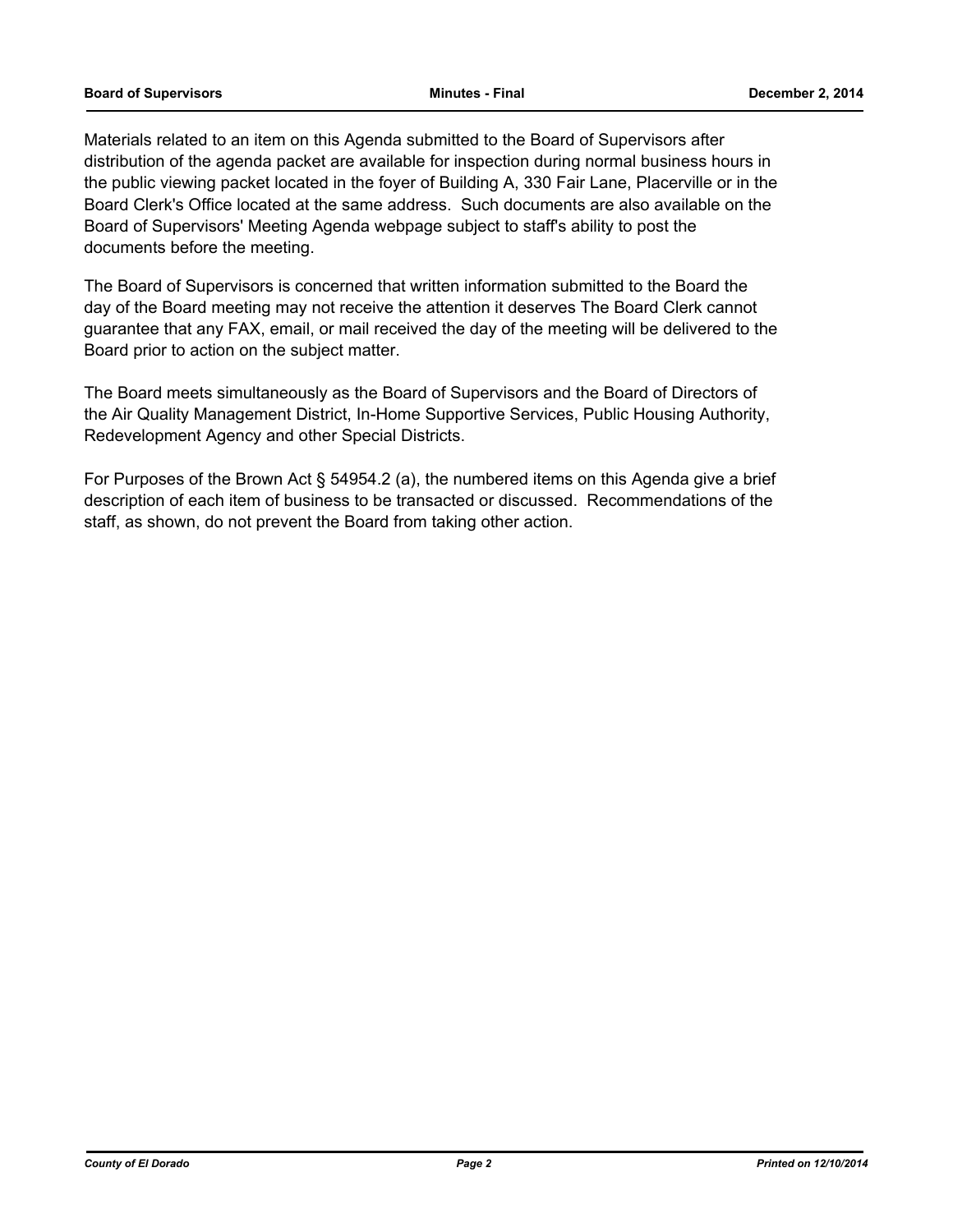Materials related to an item on this Agenda submitted to the Board of Supervisors after distribution of the agenda packet are available for inspection during normal business hours in the public viewing packet located in the foyer of Building A, 330 Fair Lane, Placerville or in the Board Clerk's Office located at the same address. Such documents are also available on the Board of Supervisors' Meeting Agenda webpage subject to staff's ability to post the documents before the meeting.

The Board of Supervisors is concerned that written information submitted to the Board the day of the Board meeting may not receive the attention it deserves The Board Clerk cannot guarantee that any FAX, email, or mail received the day of the meeting will be delivered to the Board prior to action on the subject matter.

The Board meets simultaneously as the Board of Supervisors and the Board of Directors of the Air Quality Management District, In-Home Supportive Services, Public Housing Authority, Redevelopment Agency and other Special Districts.

For Purposes of the Brown Act § 54954.2 (a), the numbered items on this Agenda give a brief description of each item of business to be transacted or discussed. Recommendations of the staff, as shown, do not prevent the Board from taking other action.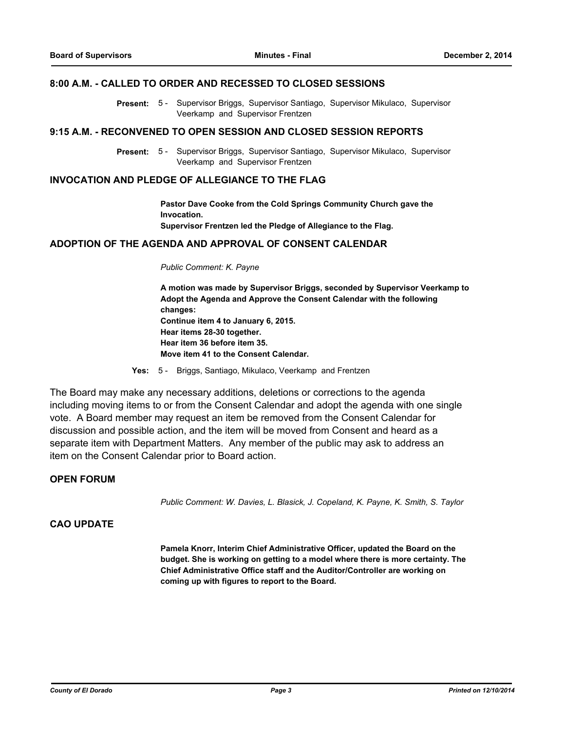## 8:00 A.M. - CALLED TO ORDER AND RECESSED TO CLOSED SESSIONS

**Present:** 5 - Supervisor Briggs, Supervisor Santiago, Supervisor Mikulaco, Supervisor Veerkamp and Supervisor Frentzen

## 9:15 A.M. - RECONVENED TO OPEN SESSION AND CLOSED SESSION REPORTS

**Present:** 5 - Supervisor Briggs, Supervisor Santiago, Supervisor Mikulaco, Supervisor Veerkamp and Supervisor Frentzen

## INVOCATION AND PLEDGE OF ALLEGIANCE TO THE FLAG

**Pastor Dave Cooke from the Cold Springs Community Church gave the Invocation.**
**Supervisor Frentzen led the Pledge of Allegiance to the Flag.**

## ADOPTION OF THE AGENDA AND APPROVAL OF CONSENT CALENDAR

*Public Comment: K. Payne*

**A motion was made by Supervisor Briggs, seconded by Supervisor Veerkamp to Adopt the Agenda and Approve the Consent Calendar with the following changes:**
**Continue item 4 to January 6, 2015.**
**Hear items 28-30 together.**
**Hear item 36 before item 35.**
**Move item 41 to the Consent Calendar.**

**Yes:** 5 - Briggs, Santiago, Mikulaco, Veerkamp and Frentzen

The Board may make any necessary additions, deletions or corrections to the agenda including moving items to or from the Consent Calendar and adopt the agenda with one single vote. A Board member may request an item be removed from the Consent Calendar for discussion and possible action, and the item will be moved from Consent and heard as a separate item with Department Matters. Any member of the public may ask to address an item on the Consent Calendar prior to Board action.

## OPEN FORUM

*Public Comment: W. Davies, L. Blasick, J. Copeland, K. Payne, K. Smith, S. Taylor*

## CAO UPDATE

**Pamela Knorr, Interim Chief Administrative Officer, updated the Board on the budget. She is working on getting to a model where there is more certainty. The Chief Administrative Office staff and the Auditor/Controller are working on coming up with figures to report to the Board.**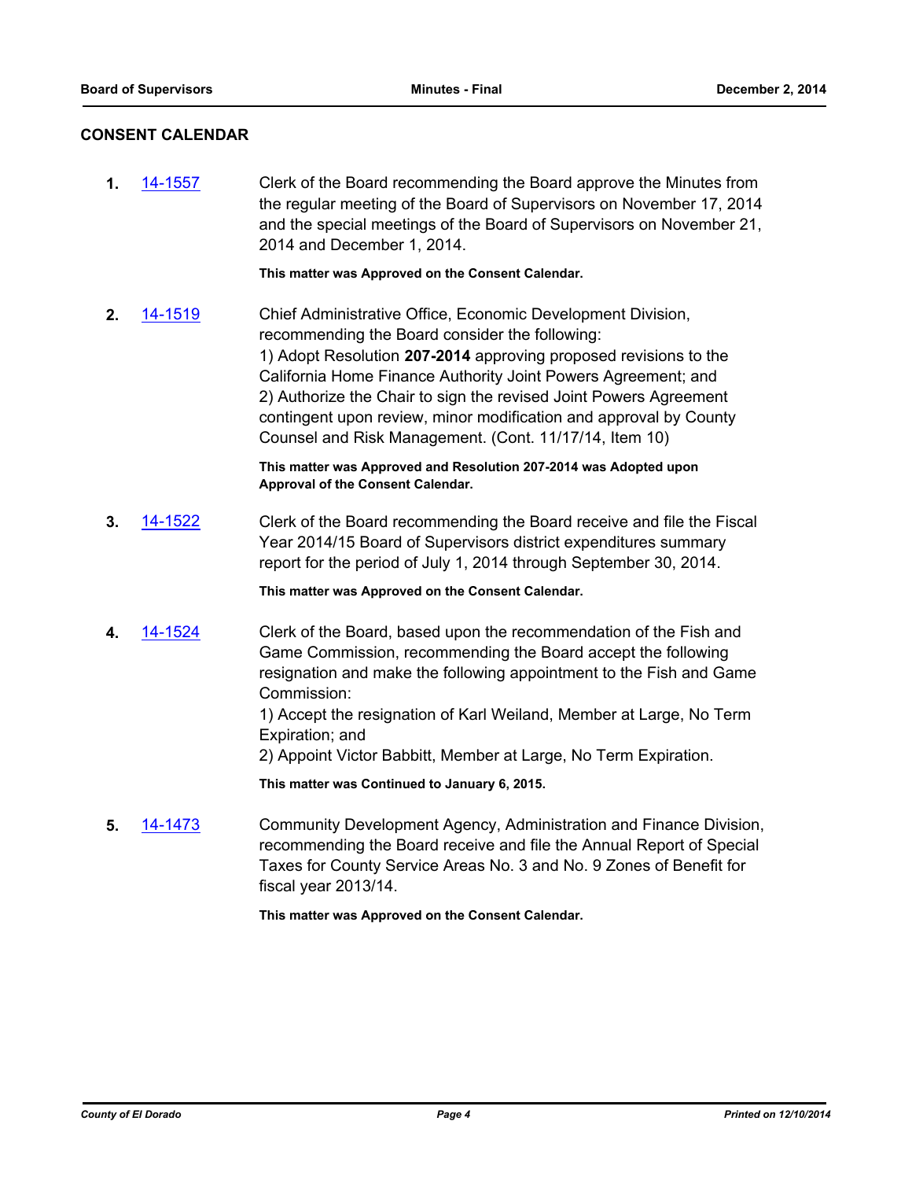## CONSENT CALENDAR

**1.** 14-1557 Clerk of the Board recommending the Board approve the Minutes from the regular meeting of the Board of Supervisors on November 17, 2014 and the special meetings of the Board of Supervisors on November 21, 2014 and December 1, 2014.

**This matter was Approved on the Consent Calendar.**

**2.** 14-1519 Chief Administrative Office, Economic Development Division, recommending the Board consider the following:
1) Adopt Resolution **207-2014** approving proposed revisions to the California Home Finance Authority Joint Powers Agreement; and
2) Authorize the Chair to sign the revised Joint Powers Agreement contingent upon review, minor modification and approval by County Counsel and Risk Management. (Cont. 11/17/14, Item 10)

**This matter was Approved and Resolution 207-2014 was Adopted upon Approval of the Consent Calendar.**

**3.** 14-1522 Clerk of the Board recommending the Board receive and file the Fiscal Year 2014/15 Board of Supervisors district expenditures summary report for the period of July 1, 2014 through September 30, 2014.

**This matter was Approved on the Consent Calendar.**

**4.** 14-1524 Clerk of the Board, based upon the recommendation of the Fish and Game Commission, recommending the Board accept the following resignation and make the following appointment to the Fish and Game Commission:
1) Accept the resignation of Karl Weiland, Member at Large, No Term Expiration; and
2) Appoint Victor Babbitt, Member at Large, No Term Expiration.

**This matter was Continued to January 6, 2015.**

**5.** 14-1473 Community Development Agency, Administration and Finance Division, recommending the Board receive and file the Annual Report of Special Taxes for County Service Areas No. 3 and No. 9 Zones of Benefit for fiscal year 2013/14.

**This matter was Approved on the Consent Calendar.**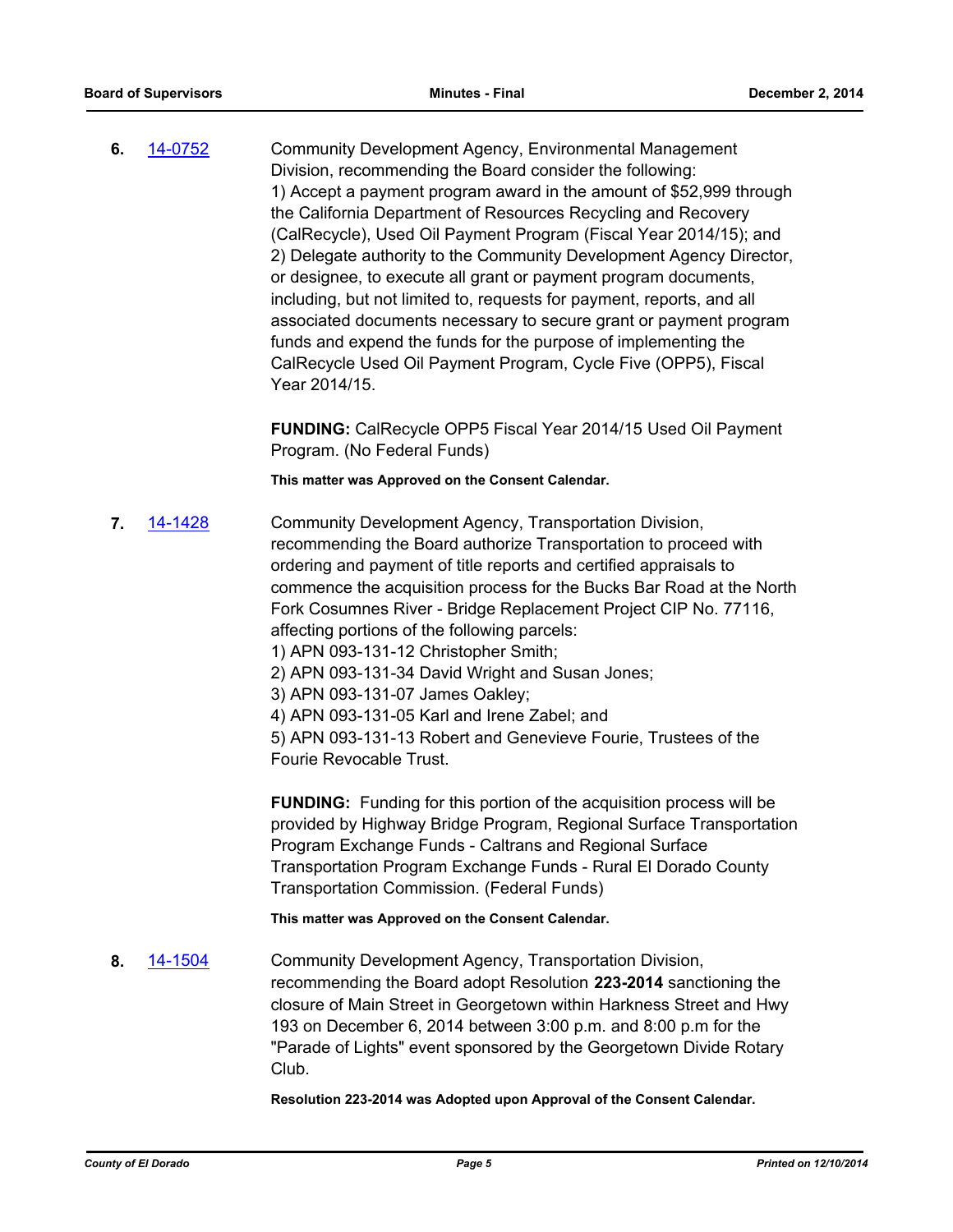**6.** 14-0752 Community Development Agency, Environmental Management Division, recommending the Board consider the following:
1) Accept a payment program award in the amount of $52,999 through the California Department of Resources Recycling and Recovery (CalRecycle), Used Oil Payment Program (Fiscal Year 2014/15); and
2) Delegate authority to the Community Development Agency Director, or designee, to execute all grant or payment program documents, including, but not limited to, requests for payment, reports, and all associated documents necessary to secure grant or payment program funds and expend the funds for the purpose of implementing the CalRecycle Used Oil Payment Program, Cycle Five (OPP5), Fiscal Year 2014/15.

**FUNDING:** CalRecycle OPP5 Fiscal Year 2014/15 Used Oil Payment Program. (No Federal Funds)

**This matter was Approved on the Consent Calendar.**

**7.** 14-1428 Community Development Agency, Transportation Division, recommending the Board authorize Transportation to proceed with ordering and payment of title reports and certified appraisals to commence the acquisition process for the Bucks Bar Road at the North Fork Cosumnes River - Bridge Replacement Project CIP No. 77116, affecting portions of the following parcels:
1) APN 093-131-12 Christopher Smith;
2) APN 093-131-34 David Wright and Susan Jones;
3) APN 093-131-07 James Oakley;
4) APN 093-131-05 Karl and Irene Zabel; and
5) APN 093-131-13 Robert and Genevieve Fourie, Trustees of the Fourie Revocable Trust.

**FUNDING:** Funding for this portion of the acquisition process will be provided by Highway Bridge Program, Regional Surface Transportation Program Exchange Funds - Caltrans and Regional Surface Transportation Program Exchange Funds - Rural El Dorado County Transportation Commission. (Federal Funds)

**This matter was Approved on the Consent Calendar.**

**8.** 14-1504 Community Development Agency, Transportation Division, recommending the Board adopt Resolution **223-2014** sanctioning the closure of Main Street in Georgetown within Harkness Street and Hwy 193 on December 6, 2014 between 3:00 p.m. and 8:00 p.m for the "Parade of Lights" event sponsored by the Georgetown Divide Rotary Club.

**Resolution 223-2014 was Adopted upon Approval of the Consent Calendar.**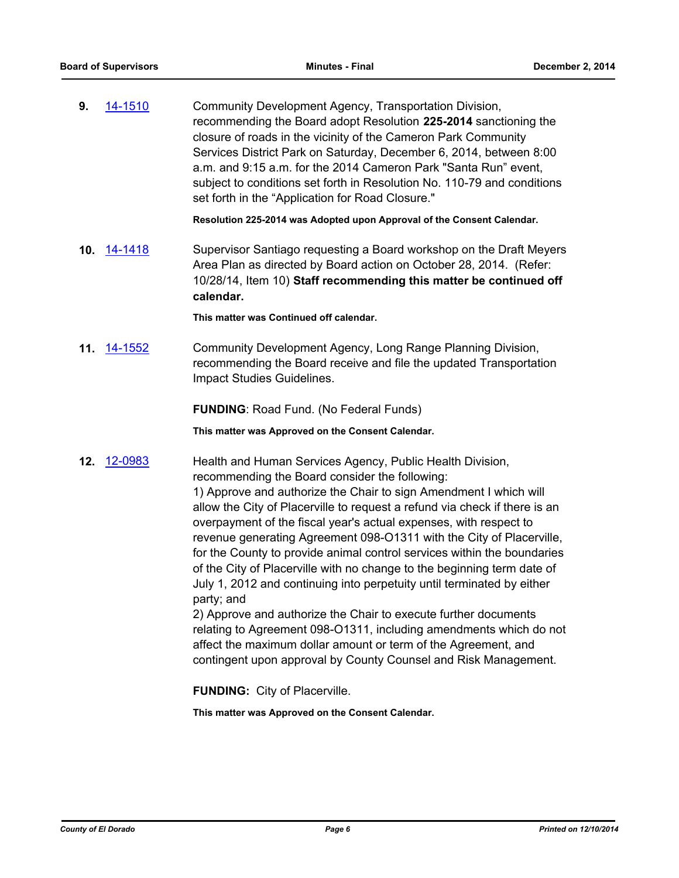**9.** 14-1510 Community Development Agency, Transportation Division, recommending the Board adopt Resolution **225-2014** sanctioning the closure of roads in the vicinity of the Cameron Park Community Services District Park on Saturday, December 6, 2014, between 8:00 a.m. and 9:15 a.m. for the 2014 Cameron Park "Santa Run" event, subject to conditions set forth in Resolution No. 110-79 and conditions set forth in the "Application for Road Closure."

**Resolution 225-2014 was Adopted upon Approval of the Consent Calendar.**

**10.** 14-1418 Supervisor Santiago requesting a Board workshop on the Draft Meyers Area Plan as directed by Board action on October 28, 2014. (Refer: 10/28/14, Item 10) **Staff recommending this matter be continued off calendar.**

**This matter was Continued off calendar.**

**11.** 14-1552 Community Development Agency, Long Range Planning Division, recommending the Board receive and file the updated Transportation Impact Studies Guidelines.

**FUNDING**: Road Fund. (No Federal Funds)

**This matter was Approved on the Consent Calendar.**

**12.** 12-0983 Health and Human Services Agency, Public Health Division, recommending the Board consider the following:

1) Approve and authorize the Chair to sign Amendment I which will allow the City of Placerville to request a refund via check if there is an overpayment of the fiscal year's actual expenses, with respect to revenue generating Agreement 098-O1311 with the City of Placerville, for the County to provide animal control services within the boundaries of the City of Placerville with no change to the beginning term date of July 1, 2012 and continuing into perpetuity until terminated by either party; and

2) Approve and authorize the Chair to execute further documents relating to Agreement 098-O1311, including amendments which do not affect the maximum dollar amount or term of the Agreement, and contingent upon approval by County Counsel and Risk Management.

**FUNDING:** City of Placerville.

**This matter was Approved on the Consent Calendar.**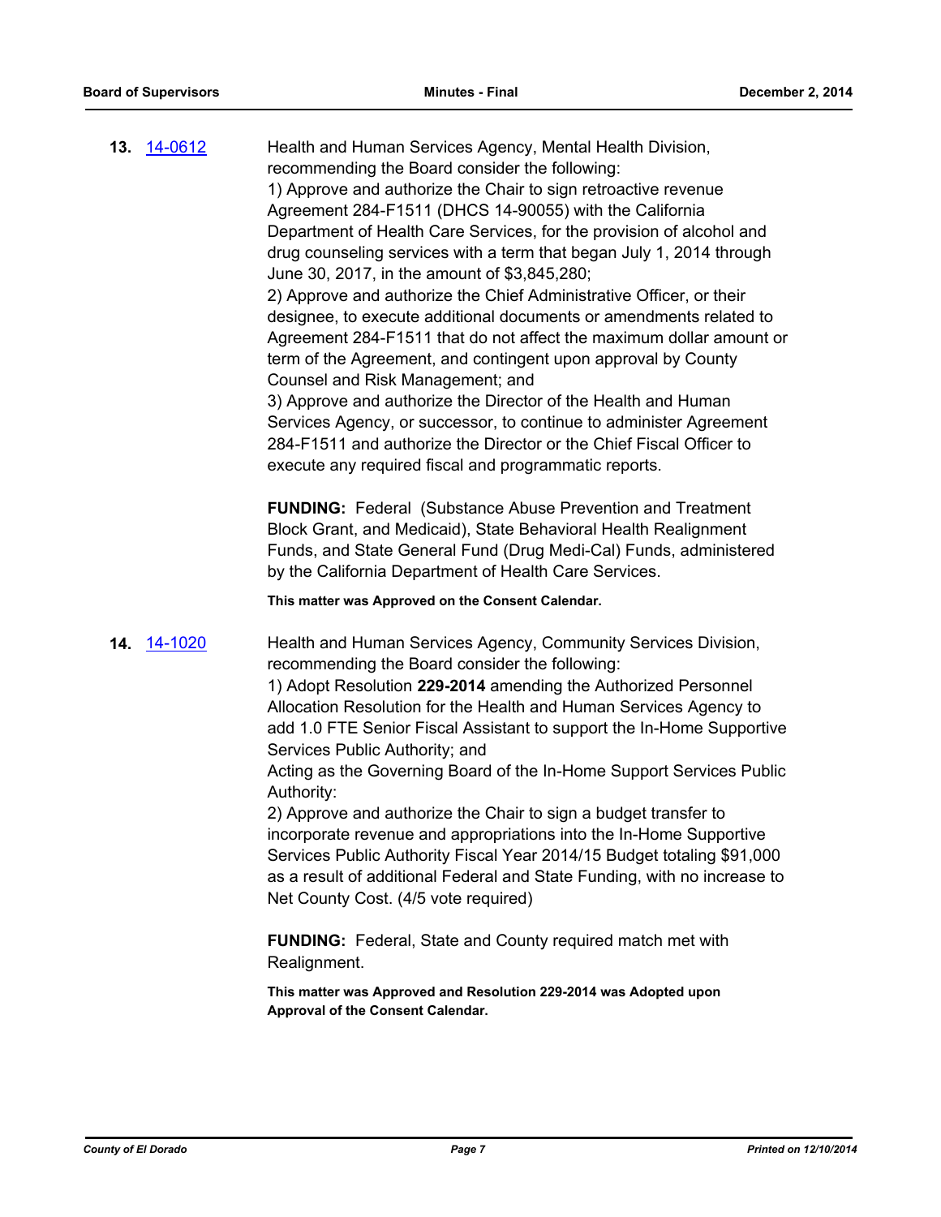**13.** [14-0612](14-0612)

Health and Human Services Agency, Mental Health Division, recommending the Board consider the following:
1) Approve and authorize the Chair to sign retroactive revenue Agreement 284-F1511 (DHCS 14-90055) with the California Department of Health Care Services, for the provision of alcohol and drug counseling services with a term that began July 1, 2014 through June 30, 2017, in the amount of $3,845,280;
2) Approve and authorize the Chief Administrative Officer, or their designee, to execute additional documents or amendments related to Agreement 284-F1511 that do not affect the maximum dollar amount or term of the Agreement, and contingent upon approval by County Counsel and Risk Management; and
3) Approve and authorize the Director of the Health and Human Services Agency, or successor, to continue to administer Agreement 284-F1511 and authorize the Director or the Chief Fiscal Officer to execute any required fiscal and programmatic reports.

**FUNDING:** Federal (Substance Abuse Prevention and Treatment Block Grant, and Medicaid), State Behavioral Health Realignment Funds, and State General Fund (Drug Medi-Cal) Funds, administered by the California Department of Health Care Services.

**This matter was Approved on the Consent Calendar.**

**14.** [14-1020](14-1020)

Health and Human Services Agency, Community Services Division, recommending the Board consider the following:
1) Adopt Resolution **229-2014** amending the Authorized Personnel Allocation Resolution for the Health and Human Services Agency to add 1.0 FTE Senior Fiscal Assistant to support the In-Home Supportive Services Public Authority; and
Acting as the Governing Board of the In-Home Support Services Public Authority:
2) Approve and authorize the Chair to sign a budget transfer to incorporate revenue and appropriations into the In-Home Supportive Services Public Authority Fiscal Year 2014/15 Budget totaling $91,000 as a result of additional Federal and State Funding, with no increase to Net County Cost. (4/5 vote required)

**FUNDING:** Federal, State and County required match met with Realignment.

**This matter was Approved and Resolution 229-2014 was Adopted upon Approval of the Consent Calendar.**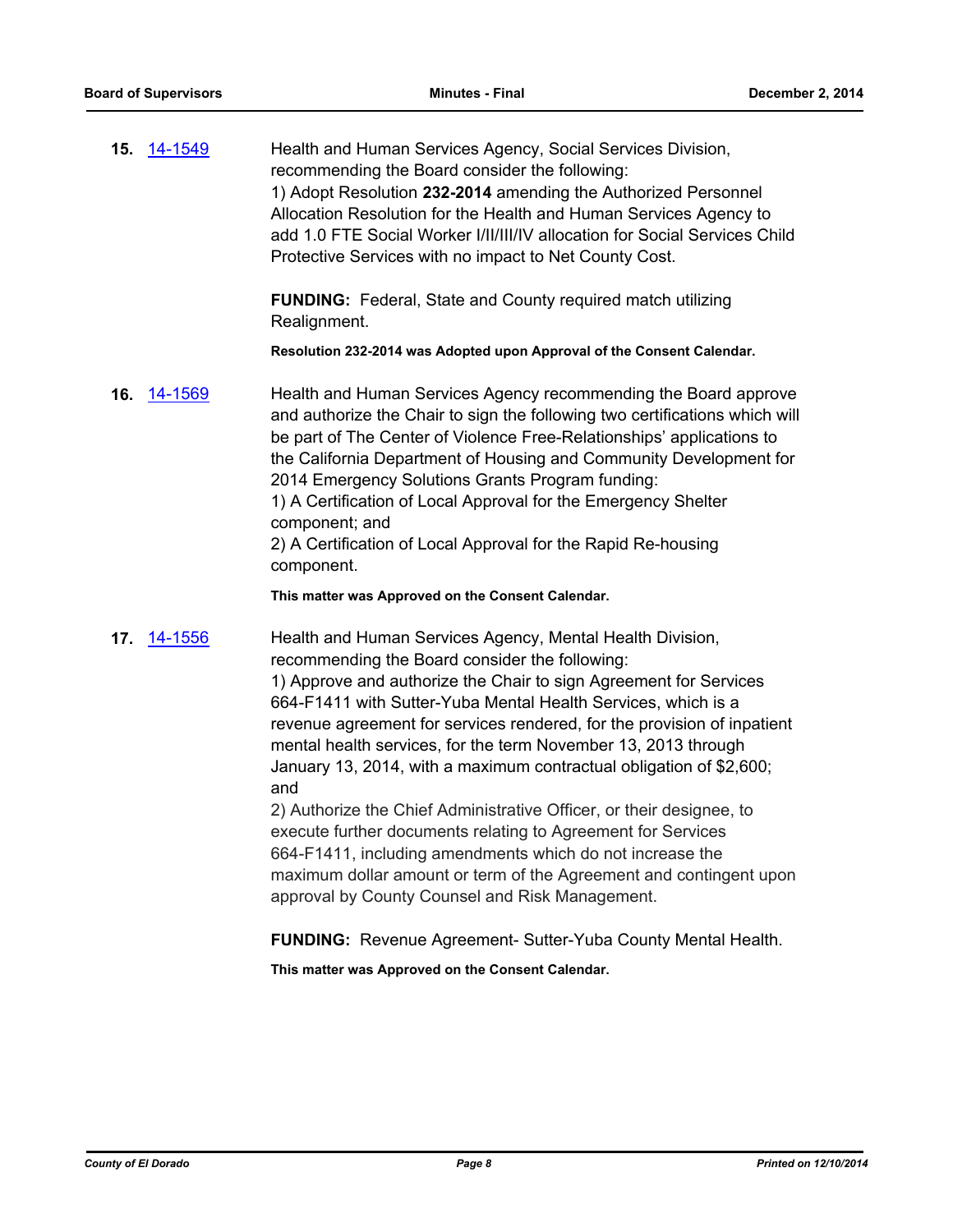**15.** 14-1549

Health and Human Services Agency, Social Services Division, recommending the Board consider the following:
1) Adopt Resolution **232-2014** amending the Authorized Personnel Allocation Resolution for the Health and Human Services Agency to add 1.0 FTE Social Worker I/II/III/IV allocation for Social Services Child Protective Services with no impact to Net County Cost.

**FUNDING:** Federal, State and County required match utilizing Realignment.

**Resolution 232-2014 was Adopted upon Approval of the Consent Calendar.**

**16.** 14-1569

Health and Human Services Agency recommending the Board approve and authorize the Chair to sign the following two certifications which will be part of The Center of Violence Free-Relationships' applications to the California Department of Housing and Community Development for 2014 Emergency Solutions Grants Program funding:
1) A Certification of Local Approval for the Emergency Shelter component; and
2) A Certification of Local Approval for the Rapid Re-housing component.

**This matter was Approved on the Consent Calendar.**

**17.** 14-1556

Health and Human Services Agency, Mental Health Division, recommending the Board consider the following:
1) Approve and authorize the Chair to sign Agreement for Services 664-F1411 with Sutter-Yuba Mental Health Services, which is a revenue agreement for services rendered, for the provision of inpatient mental health services, for the term November 13, 2013 through January 13, 2014, with a maximum contractual obligation of $2,600; and
2) Authorize the Chief Administrative Officer, or their designee, to execute further documents relating to Agreement for Services 664-F1411, including amendments which do not increase the maximum dollar amount or term of the Agreement and contingent upon approval by County Counsel and Risk Management.

**FUNDING:** Revenue Agreement- Sutter-Yuba County Mental Health.

**This matter was Approved on the Consent Calendar.**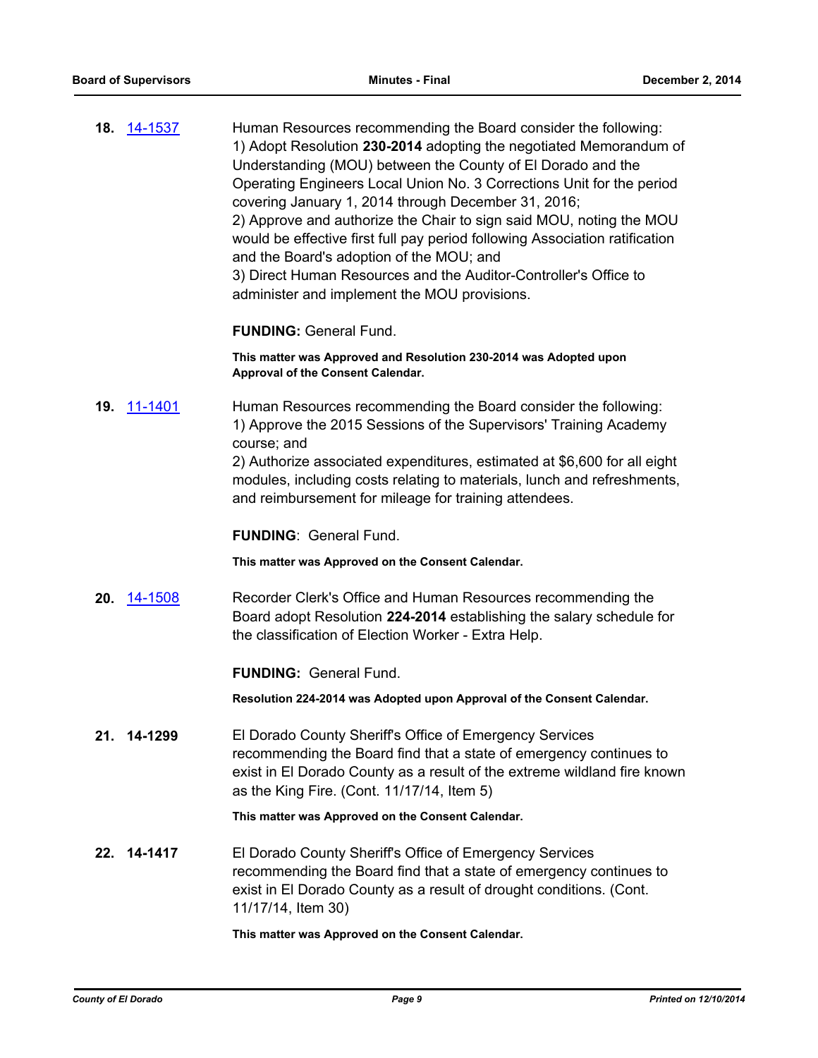**18.** 14-1537

Human Resources recommending the Board consider the following:
1) Adopt Resolution **230-2014** adopting the negotiated Memorandum of Understanding (MOU) between the County of El Dorado and the Operating Engineers Local Union No. 3 Corrections Unit for the period covering January 1, 2014 through December 31, 2016;
2) Approve and authorize the Chair to sign said MOU, noting the MOU would be effective first full pay period following Association ratification and the Board's adoption of the MOU; and
3) Direct Human Resources and the Auditor-Controller's Office to administer and implement the MOU provisions.

**FUNDING:** General Fund.

**This matter was Approved and Resolution 230-2014 was Adopted upon Approval of the Consent Calendar.**

**19.** 11-1401

Human Resources recommending the Board consider the following:
1) Approve the 2015 Sessions of the Supervisors' Training Academy course; and
2) Authorize associated expenditures, estimated at $6,600 for all eight modules, including costs relating to materials, lunch and refreshments, and reimbursement for mileage for training attendees.

**FUNDING**: General Fund.

**This matter was Approved on the Consent Calendar.**

**20.** 14-1508

Recorder Clerk's Office and Human Resources recommending the Board adopt Resolution **224-2014** establishing the salary schedule for the classification of Election Worker - Extra Help.

**FUNDING:** General Fund.

**Resolution 224-2014 was Adopted upon Approval of the Consent Calendar.**

**21. 14-1299**

El Dorado County Sheriff's Office of Emergency Services recommending the Board find that a state of emergency continues to exist in El Dorado County as a result of the extreme wildland fire known as the King Fire. (Cont. 11/17/14, Item 5)

**This matter was Approved on the Consent Calendar.**

**22. 14-1417**

El Dorado County Sheriff's Office of Emergency Services recommending the Board find that a state of emergency continues to exist in El Dorado County as a result of drought conditions. (Cont. 11/17/14, Item 30)

**This matter was Approved on the Consent Calendar.**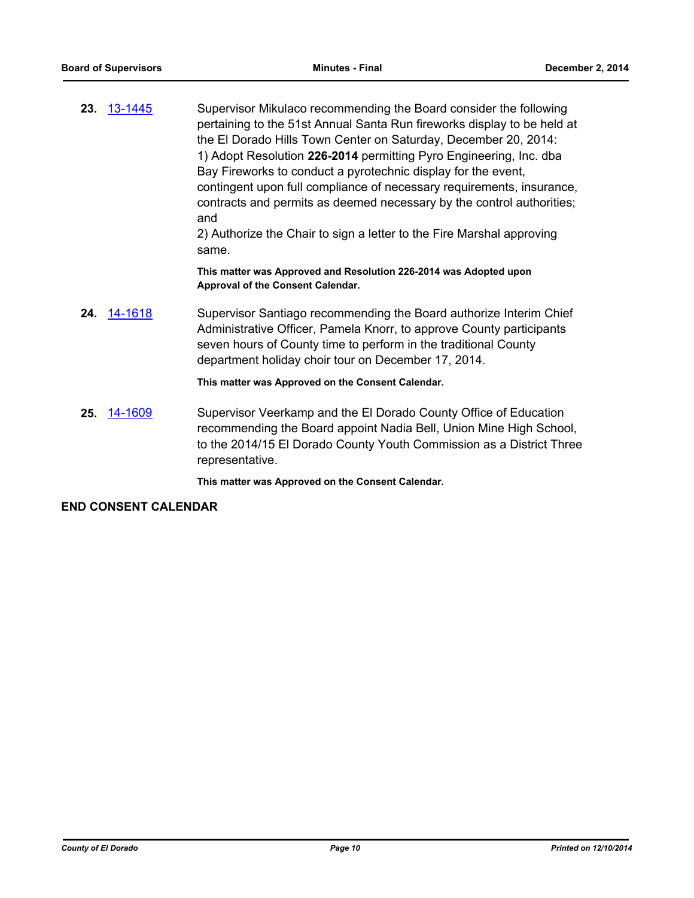**23.** 13-1445 Supervisor Mikulaco recommending the Board consider the following pertaining to the 51st Annual Santa Run fireworks display to be held at the El Dorado Hills Town Center on Saturday, December 20, 2014:
1) Adopt Resolution **226-2014** permitting Pyro Engineering, Inc. dba Bay Fireworks to conduct a pyrotechnic display for the event, contingent upon full compliance of necessary requirements, insurance, contracts and permits as deemed necessary by the control authorities; and
2) Authorize the Chair to sign a letter to the Fire Marshal approving same.

**This matter was Approved and Resolution 226-2014 was Adopted upon Approval of the Consent Calendar.**

**24.** 14-1618 Supervisor Santiago recommending the Board authorize Interim Chief Administrative Officer, Pamela Knorr, to approve County participants seven hours of County time to perform in the traditional County department holiday choir tour on December 17, 2014.

**This matter was Approved on the Consent Calendar.**

**25.** 14-1609 Supervisor Veerkamp and the El Dorado County Office of Education recommending the Board appoint Nadia Bell, Union Mine High School, to the 2014/15 El Dorado County Youth Commission as a District Three representative.

**This matter was Approved on the Consent Calendar.**

**END CONSENT CALENDAR**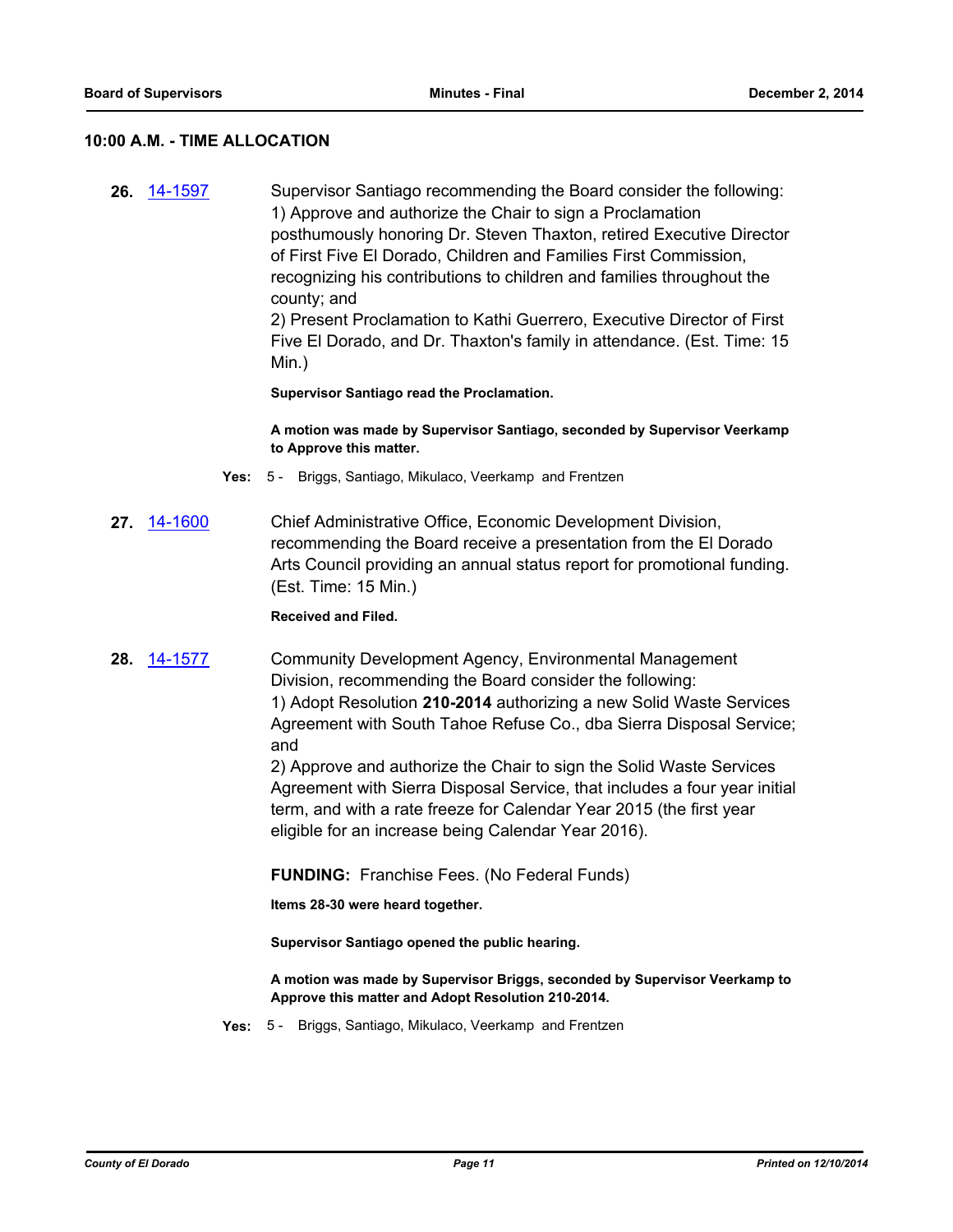## 10:00 A.M. - TIME ALLOCATION

**26.** 14-1597

Supervisor Santiago recommending the Board consider the following:
1) Approve and authorize the Chair to sign a Proclamation posthumously honoring Dr. Steven Thaxton, retired Executive Director of First Five El Dorado, Children and Families First Commission, recognizing his contributions to children and families throughout the county; and
2) Present Proclamation to Kathi Guerrero, Executive Director of First Five El Dorado, and Dr. Thaxton's family in attendance. (Est. Time: 15 Min.)

**Supervisor Santiago read the Proclamation.**

**A motion was made by Supervisor Santiago, seconded by Supervisor Veerkamp to Approve this matter.**

**Yes:** 5 - Briggs, Santiago, Mikulaco, Veerkamp and Frentzen

**27.** 14-1600

Chief Administrative Office, Economic Development Division, recommending the Board receive a presentation from the El Dorado Arts Council providing an annual status report for promotional funding. (Est. Time: 15 Min.)

**Received and Filed.**

**28.** 14-1577

Community Development Agency, Environmental Management Division, recommending the Board consider the following:
1) Adopt Resolution **210-2014** authorizing a new Solid Waste Services Agreement with South Tahoe Refuse Co., dba Sierra Disposal Service; and
2) Approve and authorize the Chair to sign the Solid Waste Services Agreement with Sierra Disposal Service, that includes a four year initial term, and with a rate freeze for Calendar Year 2015 (the first year eligible for an increase being Calendar Year 2016).

**FUNDING:** Franchise Fees. (No Federal Funds)

**Items 28-30 were heard together.**

**Supervisor Santiago opened the public hearing.**

**A motion was made by Supervisor Briggs, seconded by Supervisor Veerkamp to Approve this matter and Adopt Resolution 210-2014.**

**Yes:** 5 - Briggs, Santiago, Mikulaco, Veerkamp and Frentzen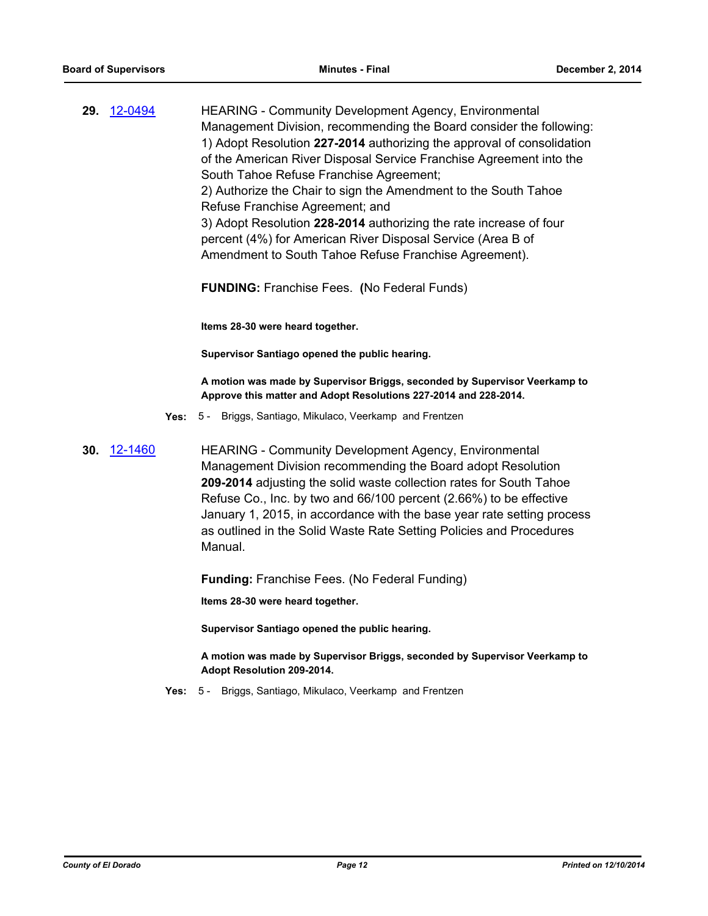**29.** 12-0494 HEARING - Community Development Agency, Environmental Management Division, recommending the Board consider the following:
1) Adopt Resolution **227-2014** authorizing the approval of consolidation of the American River Disposal Service Franchise Agreement into the South Tahoe Refuse Franchise Agreement;
2) Authorize the Chair to sign the Amendment to the South Tahoe Refuse Franchise Agreement; and
3) Adopt Resolution **228-2014** authorizing the rate increase of four percent (4%) for American River Disposal Service (Area B of Amendment to South Tahoe Refuse Franchise Agreement).

**FUNDING:** Franchise Fees. **(**No Federal Funds)

**Items 28-30 were heard together.**

**Supervisor Santiago opened the public hearing.**

**A motion was made by Supervisor Briggs, seconded by Supervisor Veerkamp to Approve this matter and Adopt Resolutions 227-2014 and 228-2014.**

**Yes:** 5 - Briggs, Santiago, Mikulaco, Veerkamp and Frentzen

**30.** 12-1460 HEARING - Community Development Agency, Environmental Management Division recommending the Board adopt Resolution **209-2014** adjusting the solid waste collection rates for South Tahoe Refuse Co., Inc. by two and 66/100 percent (2.66%) to be effective January 1, 2015, in accordance with the base year rate setting process as outlined in the Solid Waste Rate Setting Policies and Procedures Manual.

**Funding:** Franchise Fees. (No Federal Funding)

**Items 28-30 were heard together.**

**Supervisor Santiago opened the public hearing.**

**A motion was made by Supervisor Briggs, seconded by Supervisor Veerkamp to Adopt Resolution 209-2014.**

**Yes:** 5 - Briggs, Santiago, Mikulaco, Veerkamp and Frentzen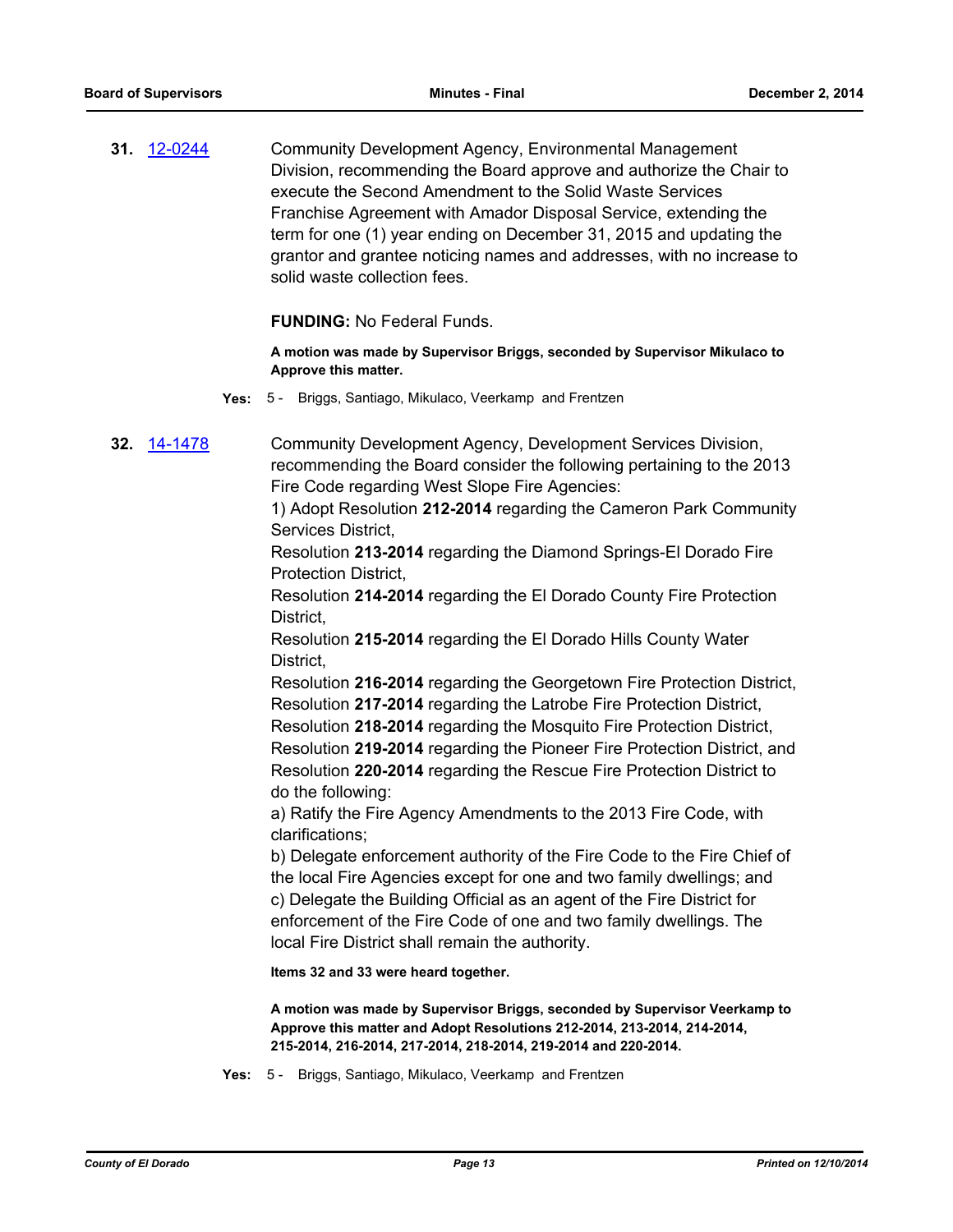**31.** [12-0244] Community Development Agency, Environmental Management Division, recommending the Board approve and authorize the Chair to execute the Second Amendment to the Solid Waste Services Franchise Agreement with Amador Disposal Service, extending the term for one (1) year ending on December 31, 2015 and updating the grantor and grantee noticing names and addresses, with no increase to solid waste collection fees.

**FUNDING:** No Federal Funds.

**A motion was made by Supervisor Briggs, seconded by Supervisor Mikulaco to Approve this matter.**

**Yes:** 5 - Briggs, Santiago, Mikulaco, Veerkamp and Frentzen

**32.** [14-1478] Community Development Agency, Development Services Division, recommending the Board consider the following pertaining to the 2013 Fire Code regarding West Slope Fire Agencies:

1) Adopt Resolution **212-2014** regarding the Cameron Park Community Services District,
Resolution **213-2014** regarding the Diamond Springs-El Dorado Fire Protection District,
Resolution **214-2014** regarding the El Dorado County Fire Protection District,
Resolution **215-2014** regarding the El Dorado Hills County Water District,
Resolution **216-2014** regarding the Georgetown Fire Protection District,
Resolution **217-2014** regarding the Latrobe Fire Protection District,
Resolution **218-2014** regarding the Mosquito Fire Protection District,
Resolution **219-2014** regarding the Pioneer Fire Protection District, and
Resolution **220-2014** regarding the Rescue Fire Protection District to do the following:
a) Ratify the Fire Agency Amendments to the 2013 Fire Code, with clarifications;
b) Delegate enforcement authority of the Fire Code to the Fire Chief of the local Fire Agencies except for one and two family dwellings; and
c) Delegate the Building Official as an agent of the Fire District for enforcement of the Fire Code of one and two family dwellings. The local Fire District shall remain the authority.

**Items 32 and 33 were heard together.**

**A motion was made by Supervisor Briggs, seconded by Supervisor Veerkamp to Approve this matter and Adopt Resolutions 212-2014, 213-2014, 214-2014, 215-2014, 216-2014, 217-2014, 218-2014, 219-2014 and 220-2014.**

**Yes:** 5 - Briggs, Santiago, Mikulaco, Veerkamp and Frentzen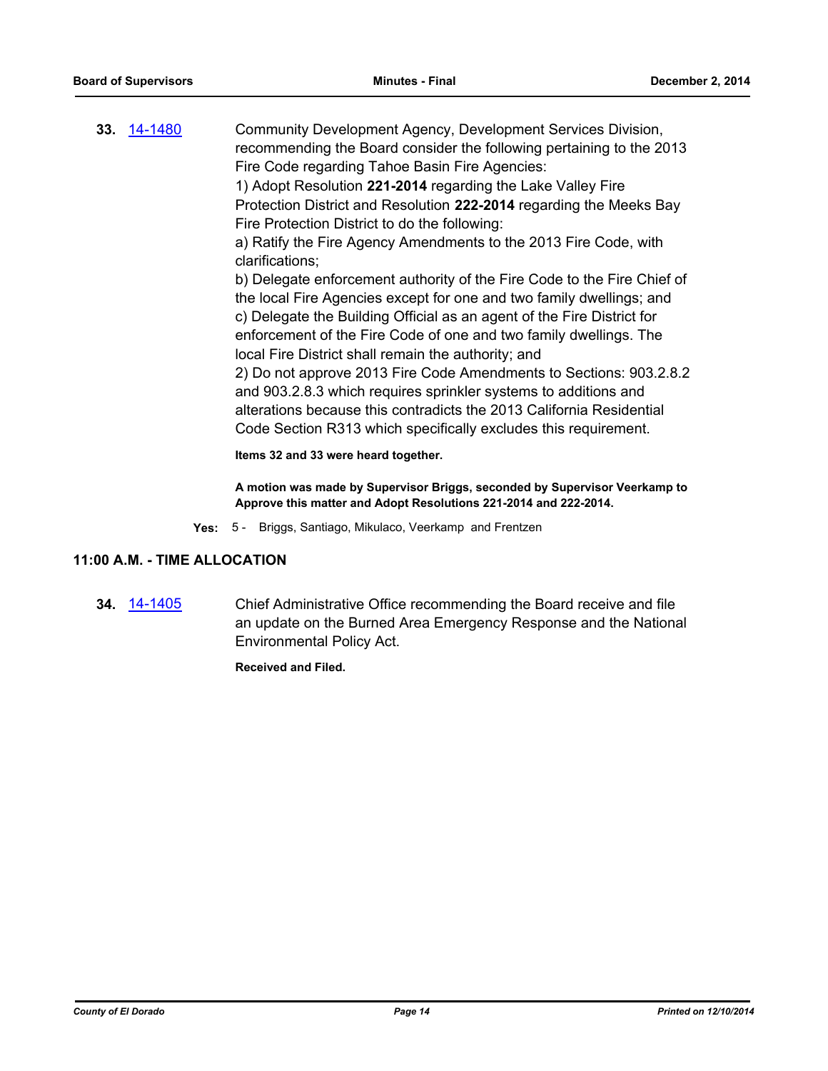**33.** 14-1480

Community Development Agency, Development Services Division, recommending the Board consider the following pertaining to the 2013 Fire Code regarding Tahoe Basin Fire Agencies:

1) Adopt Resolution **221-2014** regarding the Lake Valley Fire Protection District and Resolution **222-2014** regarding the Meeks Bay Fire Protection District to do the following:

a) Ratify the Fire Agency Amendments to the 2013 Fire Code, with clarifications;

b) Delegate enforcement authority of the Fire Code to the Fire Chief of the local Fire Agencies except for one and two family dwellings; and

c) Delegate the Building Official as an agent of the Fire District for enforcement of the Fire Code of one and two family dwellings. The local Fire District shall remain the authority; and

2) Do not approve 2013 Fire Code Amendments to Sections: 903.2.8.2 and 903.2.8.3 which requires sprinkler systems to additions and alterations because this contradicts the 2013 California Residential Code Section R313 which specifically excludes this requirement.

**Items 32 and 33 were heard together.**

**A motion was made by Supervisor Briggs, seconded by Supervisor Veerkamp to Approve this matter and Adopt Resolutions 221-2014 and 222-2014.**

**Yes:** 5 - Briggs, Santiago, Mikulaco, Veerkamp and Frentzen

## 11:00 A.M. - TIME ALLOCATION

**34.** 14-1405

Chief Administrative Office recommending the Board receive and file an update on the Burned Area Emergency Response and the National Environmental Policy Act.

**Received and Filed.**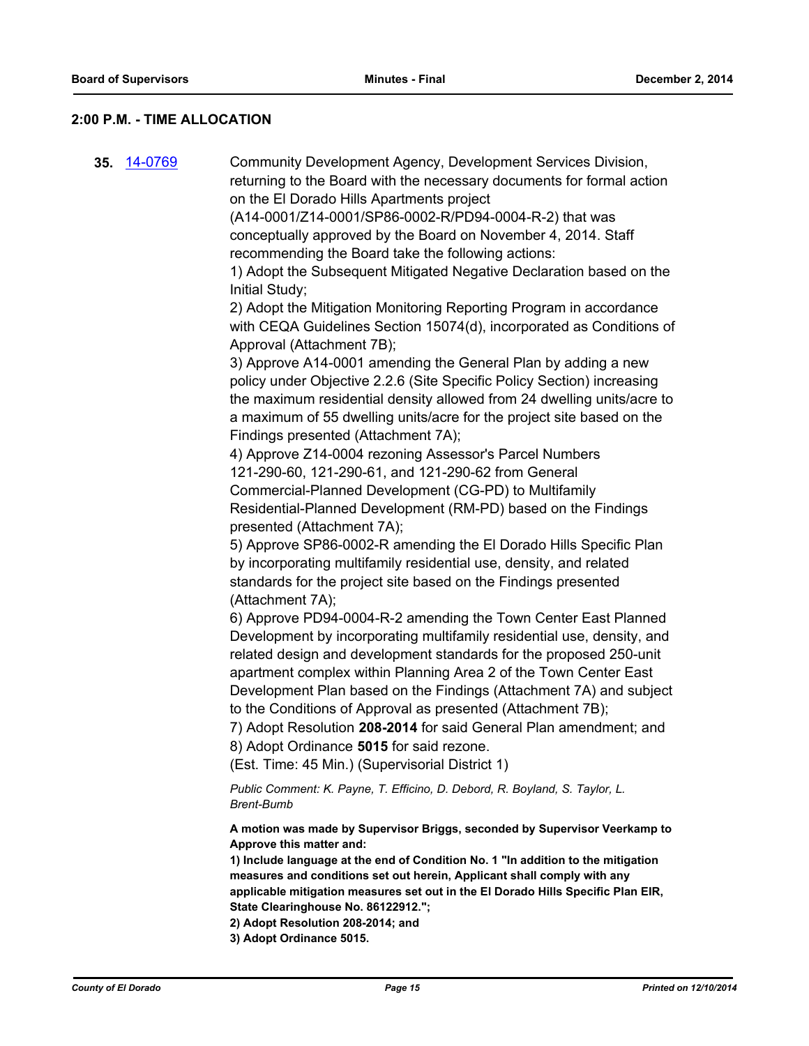## 2:00 P.M. - TIME ALLOCATION

**35.** [14-0769]

Community Development Agency, Development Services Division, returning to the Board with the necessary documents for formal action on the El Dorado Hills Apartments project (A14-0001/Z14-0001/SP86-0002-R/PD94-0004-R-2) that was conceptually approved by the Board on November 4, 2014. Staff recommending the Board take the following actions:

1) Adopt the Subsequent Mitigated Negative Declaration based on the Initial Study;

2) Adopt the Mitigation Monitoring Reporting Program in accordance with CEQA Guidelines Section 15074(d), incorporated as Conditions of Approval (Attachment 7B);

3) Approve A14-0001 amending the General Plan by adding a new policy under Objective 2.2.6 (Site Specific Policy Section) increasing the maximum residential density allowed from 24 dwelling units/acre to a maximum of 55 dwelling units/acre for the project site based on the Findings presented (Attachment 7A);

4) Approve Z14-0004 rezoning Assessor's Parcel Numbers 121-290-60, 121-290-61, and 121-290-62 from General Commercial-Planned Development (CG-PD) to Multifamily Residential-Planned Development (RM-PD) based on the Findings presented (Attachment 7A);

5) Approve SP86-0002-R amending the El Dorado Hills Specific Plan by incorporating multifamily residential use, density, and related standards for the project site based on the Findings presented (Attachment 7A);

6) Approve PD94-0004-R-2 amending the Town Center East Planned Development by incorporating multifamily residential use, density, and related design and development standards for the proposed 250-unit apartment complex within Planning Area 2 of the Town Center East Development Plan based on the Findings (Attachment 7A) and subject to the Conditions of Approval as presented (Attachment 7B);

7) Adopt Resolution **208-2014** for said General Plan amendment; and

8) Adopt Ordinance **5015** for said rezone.

(Est. Time: 45 Min.) (Supervisorial District 1)

*Public Comment: K. Payne, T. Efficino, D. Debord, R. Boyland, S. Taylor, L. Brent-Bumb*

**A motion was made by Supervisor Briggs, seconded by Supervisor Veerkamp to Approve this matter and:**

**1) Include language at the end of Condition No. 1 "In addition to the mitigation measures and conditions set out herein, Applicant shall comply with any applicable mitigation measures set out in the El Dorado Hills Specific Plan EIR, State Clearinghouse No. 86122912.";**

**2) Adopt Resolution 208-2014; and**

**3) Adopt Ordinance 5015.**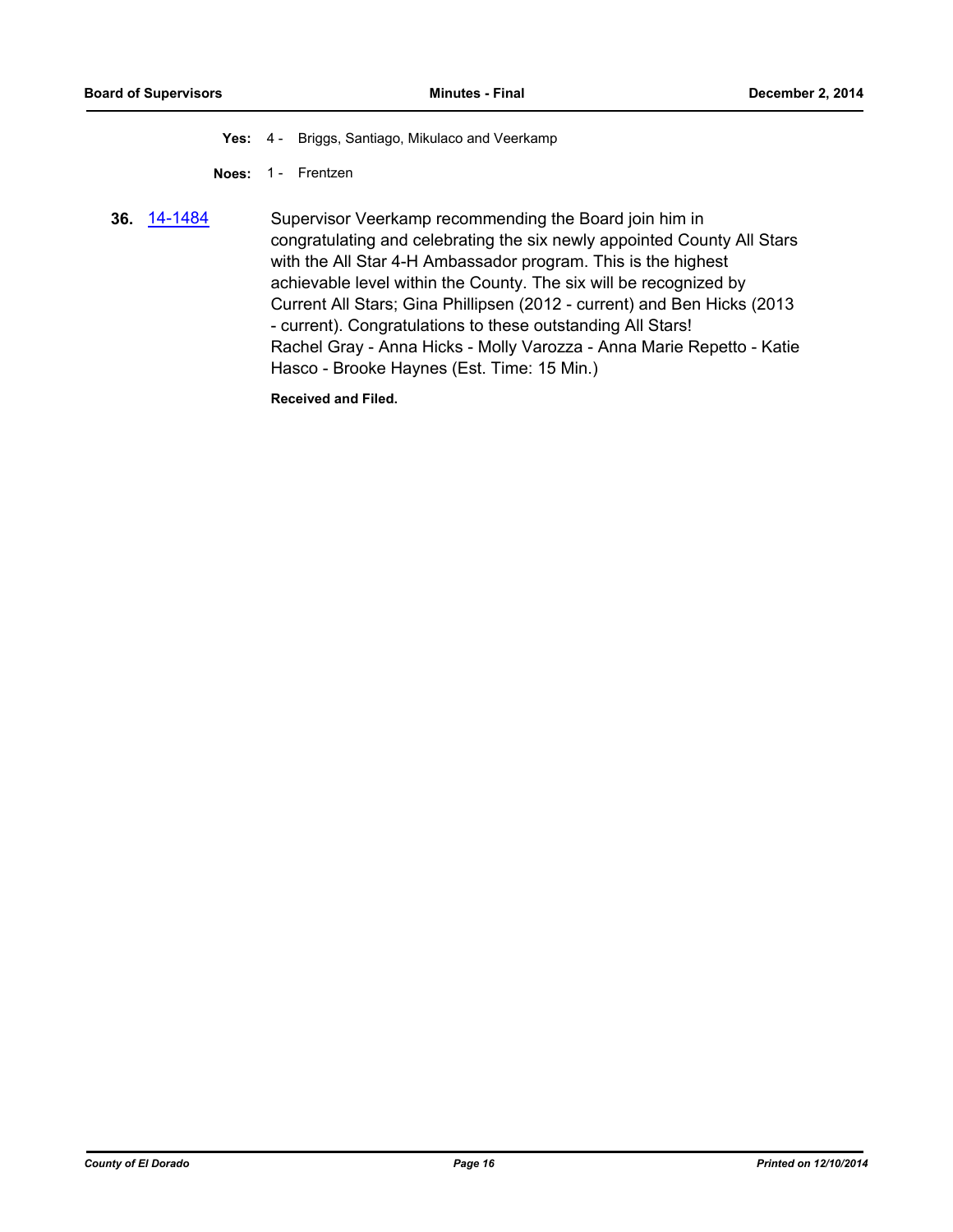**Yes:** 4 - Briggs, Santiago, Mikulaco and Veerkamp

**Noes:** 1 - Frentzen

**36.** 14-1484 Supervisor Veerkamp recommending the Board join him in congratulating and celebrating the six newly appointed County All Stars with the All Star 4-H Ambassador program. This is the highest achievable level within the County. The six will be recognized by Current All Stars; Gina Phillipsen (2012 - current) and Ben Hicks (2013 - current). Congratulations to these outstanding All Stars!
Rachel Gray - Anna Hicks - Molly Varozza - Anna Marie Repetto - Katie Hasco - Brooke Haynes (Est. Time: 15 Min.)

**Received and Filed.**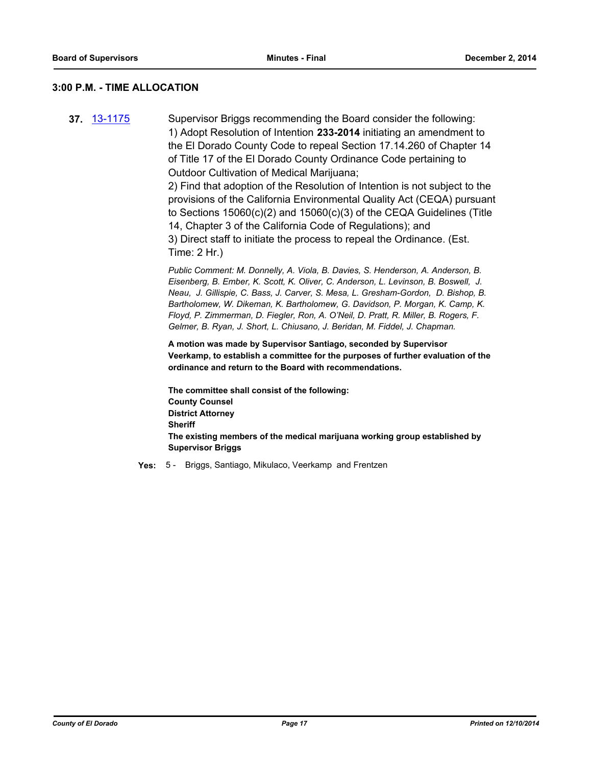### 3:00 P.M. - TIME ALLOCATION

**37.** 13-1175 Supervisor Briggs recommending the Board consider the following:
1) Adopt Resolution of Intention **233-2014** initiating an amendment to the El Dorado County Code to repeal Section 17.14.260 of Chapter 14 of Title 17 of the El Dorado County Ordinance Code pertaining to Outdoor Cultivation of Medical Marijuana;
2) Find that adoption of the Resolution of Intention is not subject to the provisions of the California Environmental Quality Act (CEQA) pursuant to Sections 15060(c)(2) and 15060(c)(3) of the CEQA Guidelines (Title 14, Chapter 3 of the California Code of Regulations); and
3) Direct staff to initiate the process to repeal the Ordinance. (Est. Time: 2 Hr.)

*Public Comment: M. Donnelly, A. Viola, B. Davies, S. Henderson, A. Anderson, B. Eisenberg, B. Ember, K. Scott, K. Oliver, C. Anderson, L. Levinson, B. Boswell, J. Neau, J. Gillispie, C. Bass, J. Carver, S. Mesa, L. Gresham-Gordon, D. Bishop, B. Bartholomew, W. Dikeman, K. Bartholomew, G. Davidson, P. Morgan, K. Camp, K. Floyd, P. Zimmerman, D. Fiegler, Ron, A. O'Neil, D. Pratt, R. Miller, B. Rogers, F. Gelmer, B. Ryan, J. Short, L. Chiusano, J. Beridan, M. Fiddel, J. Chapman.*

**A motion was made by Supervisor Santiago, seconded by Supervisor Veerkamp, to establish a committee for the purposes of further evaluation of the ordinance and return to the Board with recommendations.**

**The committee shall consist of the following:**
**County Counsel**
**District Attorney**
**Sheriff**
**The existing members of the medical marijuana working group established by Supervisor Briggs**

**Yes:** 5 - Briggs, Santiago, Mikulaco, Veerkamp and Frentzen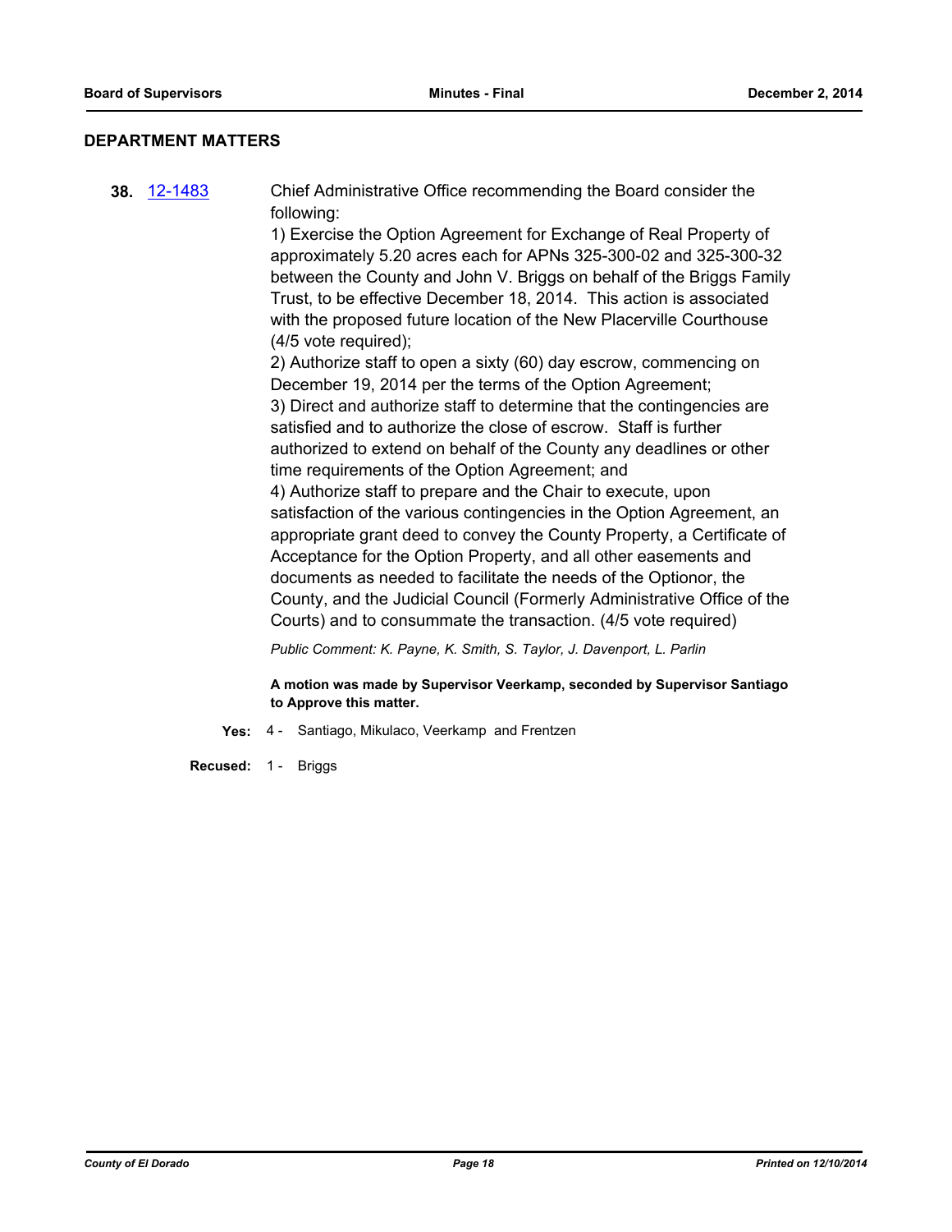## DEPARTMENT MATTERS

**38.** 12-1483 Chief Administrative Office recommending the Board consider the following:

1) Exercise the Option Agreement for Exchange of Real Property of approximately 5.20 acres each for APNs 325-300-02 and 325-300-32 between the County and John V. Briggs on behalf of the Briggs Family Trust, to be effective December 18, 2014. This action is associated with the proposed future location of the New Placerville Courthouse (4/5 vote required);

2) Authorize staff to open a sixty (60) day escrow, commencing on December 19, 2014 per the terms of the Option Agreement;

3) Direct and authorize staff to determine that the contingencies are satisfied and to authorize the close of escrow. Staff is further authorized to extend on behalf of the County any deadlines or other time requirements of the Option Agreement; and

4) Authorize staff to prepare and the Chair to execute, upon satisfaction of the various contingencies in the Option Agreement, an appropriate grant deed to convey the County Property, a Certificate of Acceptance for the Option Property, and all other easements and documents as needed to facilitate the needs of the Optionor, the County, and the Judicial Council (Formerly Administrative Office of the Courts) and to consummate the transaction. (4/5 vote required)

*Public Comment: K. Payne, K. Smith, S. Taylor, J. Davenport, L. Parlin*

**A motion was made by Supervisor Veerkamp, seconded by Supervisor Santiago to Approve this matter.**

**Yes:** 4 - Santiago, Mikulaco, Veerkamp and Frentzen

**Recused:** 1 - Briggs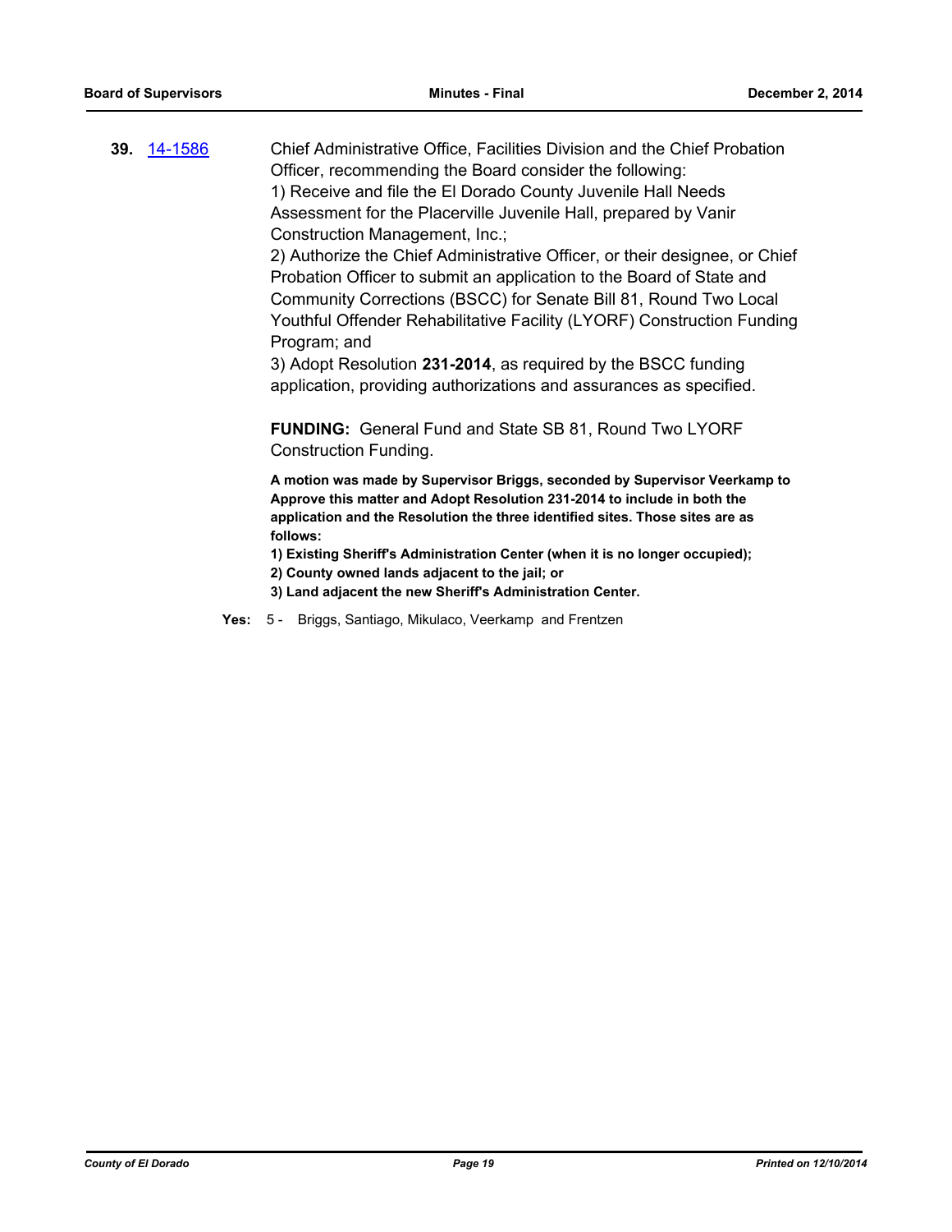**39.** 14-1586

Chief Administrative Office, Facilities Division and the Chief Probation Officer, recommending the Board consider the following:

1) Receive and file the El Dorado County Juvenile Hall Needs Assessment for the Placerville Juvenile Hall, prepared by Vanir Construction Management, Inc.;

2) Authorize the Chief Administrative Officer, or their designee, or Chief Probation Officer to submit an application to the Board of State and Community Corrections (BSCC) for Senate Bill 81, Round Two Local Youthful Offender Rehabilitative Facility (LYORF) Construction Funding Program; and

3) Adopt Resolution **231-2014**, as required by the BSCC funding application, providing authorizations and assurances as specified.

**FUNDING:** General Fund and State SB 81, Round Two LYORF Construction Funding.

**A motion was made by Supervisor Briggs, seconded by Supervisor Veerkamp to Approve this matter and Adopt Resolution 231-2014 to include in both the application and the Resolution the three identified sites. Those sites are as follows:**

**1) Existing Sheriff's Administration Center (when it is no longer occupied);**

**2) County owned lands adjacent to the jail; or**

**3) Land adjacent the new Sheriff's Administration Center.**

**Yes:** 5 - Briggs, Santiago, Mikulaco, Veerkamp and Frentzen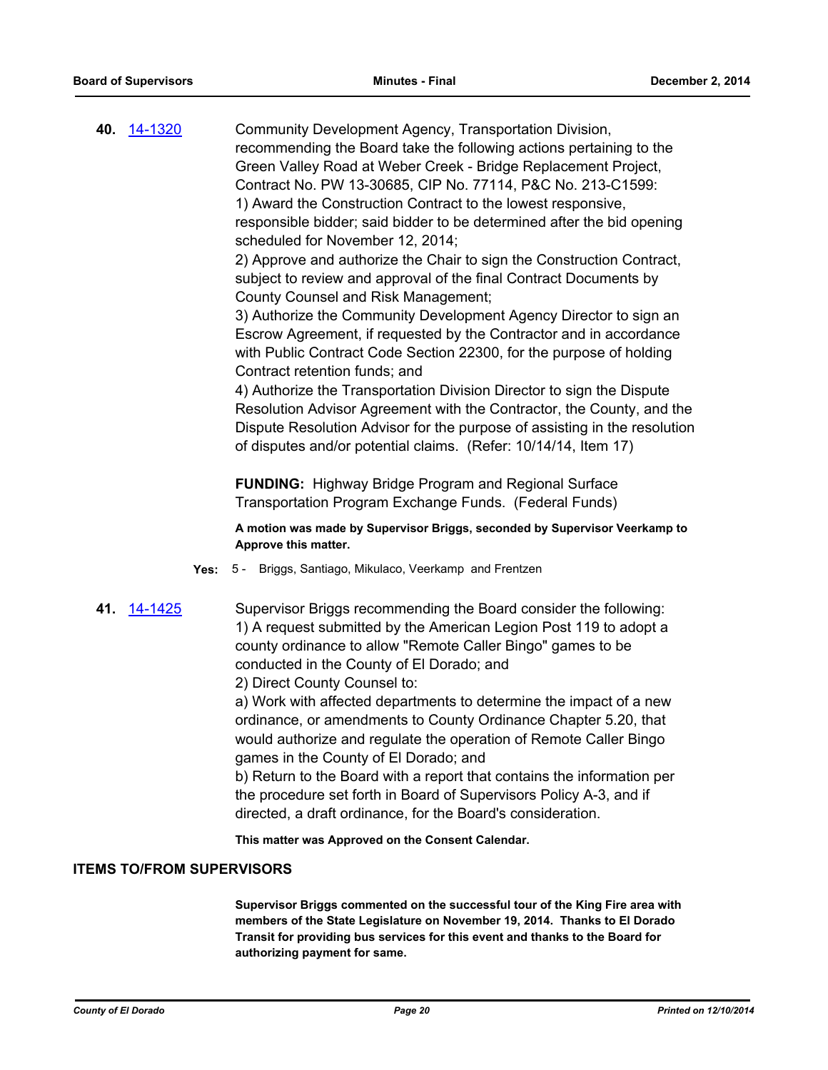**40.** [14-1320](14-1320)

Community Development Agency, Transportation Division, recommending the Board take the following actions pertaining to the Green Valley Road at Weber Creek - Bridge Replacement Project, Contract No. PW 13-30685, CIP No. 77114, P&C No. 213-C1599:
1) Award the Construction Contract to the lowest responsive, responsible bidder; said bidder to be determined after the bid opening scheduled for November 12, 2014;
2) Approve and authorize the Chair to sign the Construction Contract, subject to review and approval of the final Contract Documents by County Counsel and Risk Management;
3) Authorize the Community Development Agency Director to sign an Escrow Agreement, if requested by the Contractor and in accordance with Public Contract Code Section 22300, for the purpose of holding Contract retention funds; and
4) Authorize the Transportation Division Director to sign the Dispute Resolution Advisor Agreement with the Contractor, the County, and the Dispute Resolution Advisor for the purpose of assisting in the resolution of disputes and/or potential claims. (Refer: 10/14/14, Item 17)

**FUNDING:** Highway Bridge Program and Regional Surface Transportation Program Exchange Funds. (Federal Funds)

**A motion was made by Supervisor Briggs, seconded by Supervisor Veerkamp to Approve this matter.**

**Yes:** 5 - Briggs, Santiago, Mikulaco, Veerkamp and Frentzen

**41.** [14-1425](14-1425)

Supervisor Briggs recommending the Board consider the following:
1) A request submitted by the American Legion Post 119 to adopt a county ordinance to allow "Remote Caller Bingo" games to be conducted in the County of El Dorado; and
2) Direct County Counsel to:
a) Work with affected departments to determine the impact of a new ordinance, or amendments to County Ordinance Chapter 5.20, that would authorize and regulate the operation of Remote Caller Bingo games in the County of El Dorado; and
b) Return to the Board with a report that contains the information per the procedure set forth in Board of Supervisors Policy A-3, and if directed, a draft ordinance, for the Board's consideration.

**This matter was Approved on the Consent Calendar.**

## ITEMS TO/FROM SUPERVISORS

**Supervisor Briggs commented on the successful tour of the King Fire area with members of the State Legislature on November 19, 2014. Thanks to El Dorado Transit for providing bus services for this event and thanks to the Board for authorizing payment for same.**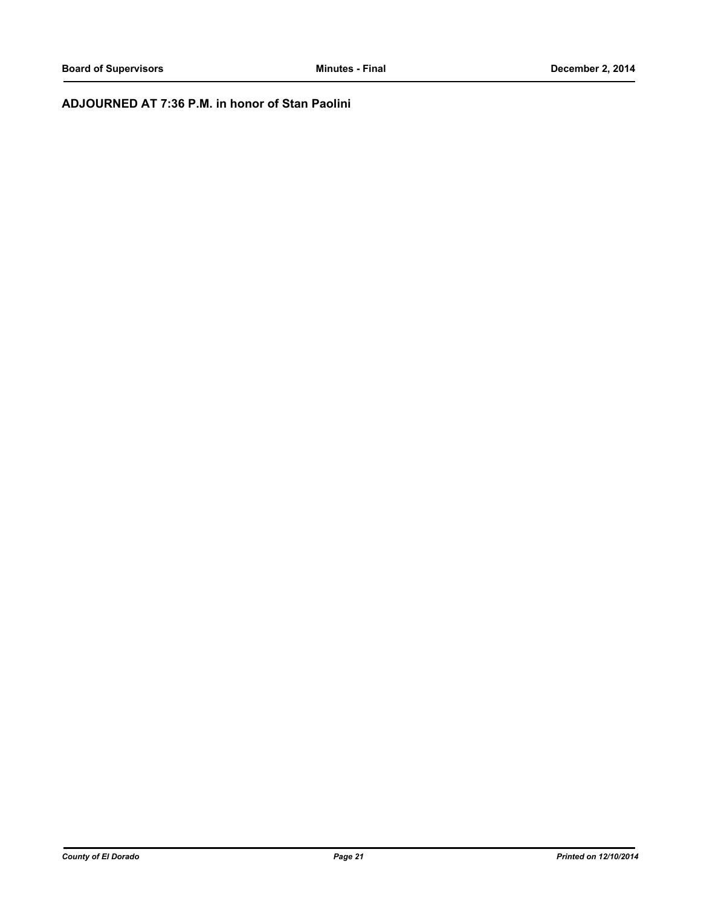**ADJOURNED AT 7:36 P.M. in honor of Stan Paolini**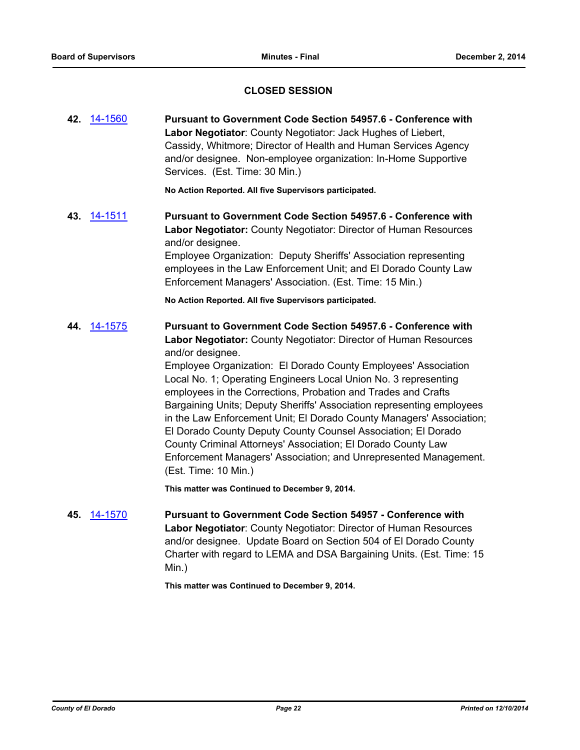## CLOSED SESSION

**42.** 14-1560 **Pursuant to Government Code Section 54957.6 - Conference with Labor Negotiator**: County Negotiator: Jack Hughes of Liebert, Cassidy, Whitmore; Director of Health and Human Services Agency and/or designee. Non-employee organization: In-Home Supportive Services. (Est. Time: 30 Min.)

**No Action Reported. All five Supervisors participated.**

**43.** 14-1511 **Pursuant to Government Code Section 54957.6 - Conference with Labor Negotiator:** County Negotiator: Director of Human Resources and/or designee.
Employee Organization: Deputy Sheriffs' Association representing employees in the Law Enforcement Unit; and El Dorado County Law Enforcement Managers' Association. (Est. Time: 15 Min.)

**No Action Reported. All five Supervisors participated.**

**44.** 14-1575 **Pursuant to Government Code Section 54957.6 - Conference with Labor Negotiator:** County Negotiator: Director of Human Resources and/or designee.
Employee Organization: El Dorado County Employees' Association Local No. 1; Operating Engineers Local Union No. 3 representing employees in the Corrections, Probation and Trades and Crafts Bargaining Units; Deputy Sheriffs' Association representing employees in the Law Enforcement Unit; El Dorado County Managers' Association; El Dorado County Deputy County Counsel Association; El Dorado County Criminal Attorneys' Association; El Dorado County Law Enforcement Managers' Association; and Unrepresented Management. (Est. Time: 10 Min.)

**This matter was Continued to December 9, 2014.**

**45.** 14-1570 **Pursuant to Government Code Section 54957 - Conference with Labor Negotiator**: County Negotiator: Director of Human Resources and/or designee. Update Board on Section 504 of El Dorado County Charter with regard to LEMA and DSA Bargaining Units. (Est. Time: 15 Min.)

**This matter was Continued to December 9, 2014.**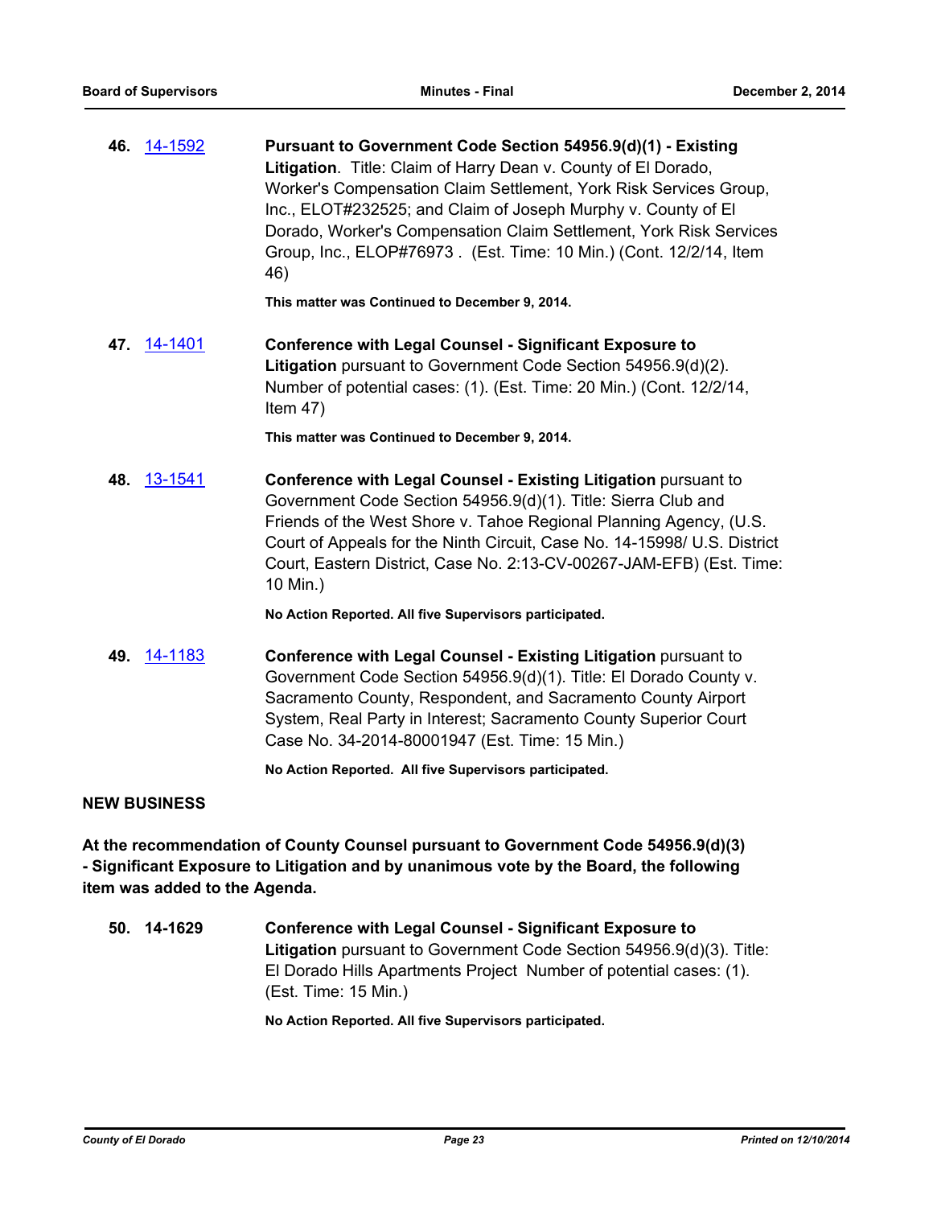**46.** 14-1592 **Pursuant to Government Code Section 54956.9(d)(1) - Existing Litigation**. Title: Claim of Harry Dean v. County of El Dorado, Worker's Compensation Claim Settlement, York Risk Services Group, Inc., ELOT#232525; and Claim of Joseph Murphy v. County of El Dorado, Worker's Compensation Claim Settlement, York Risk Services Group, Inc., ELOP#76973 . (Est. Time: 10 Min.) (Cont. 12/2/14, Item 46)

**This matter was Continued to December 9, 2014.**

**47.** 14-1401 **Conference with Legal Counsel - Significant Exposure to Litigation** pursuant to Government Code Section 54956.9(d)(2). Number of potential cases: (1). (Est. Time: 20 Min.) (Cont. 12/2/14, Item 47)

**This matter was Continued to December 9, 2014.**

**48.** 13-1541 **Conference with Legal Counsel - Existing Litigation** pursuant to Government Code Section 54956.9(d)(1). Title: Sierra Club and Friends of the West Shore v. Tahoe Regional Planning Agency, (U.S. Court of Appeals for the Ninth Circuit, Case No. 14-15998/ U.S. District Court, Eastern District, Case No. 2:13-CV-00267-JAM-EFB) (Est. Time: 10 Min.)

**No Action Reported. All five Supervisors participated.**

**49.** 14-1183 **Conference with Legal Counsel - Existing Litigation** pursuant to Government Code Section 54956.9(d)(1). Title: El Dorado County v. Sacramento County, Respondent, and Sacramento County Airport System, Real Party in Interest; Sacramento County Superior Court Case No. 34-2014-80001947 (Est. Time: 15 Min.)

**No Action Reported. All five Supervisors participated.**

## NEW BUSINESS

**At the recommendation of County Counsel pursuant to Government Code 54956.9(d)(3) - Significant Exposure to Litigation and by unanimous vote by the Board, the following item was added to the Agenda.**

**50.** **14-1629** **Conference with Legal Counsel - Significant Exposure to Litigation** pursuant to Government Code Section 54956.9(d)(3). Title: El Dorado Hills Apartments Project Number of potential cases: (1). (Est. Time: 15 Min.)

**No Action Reported. All five Supervisors participated.**